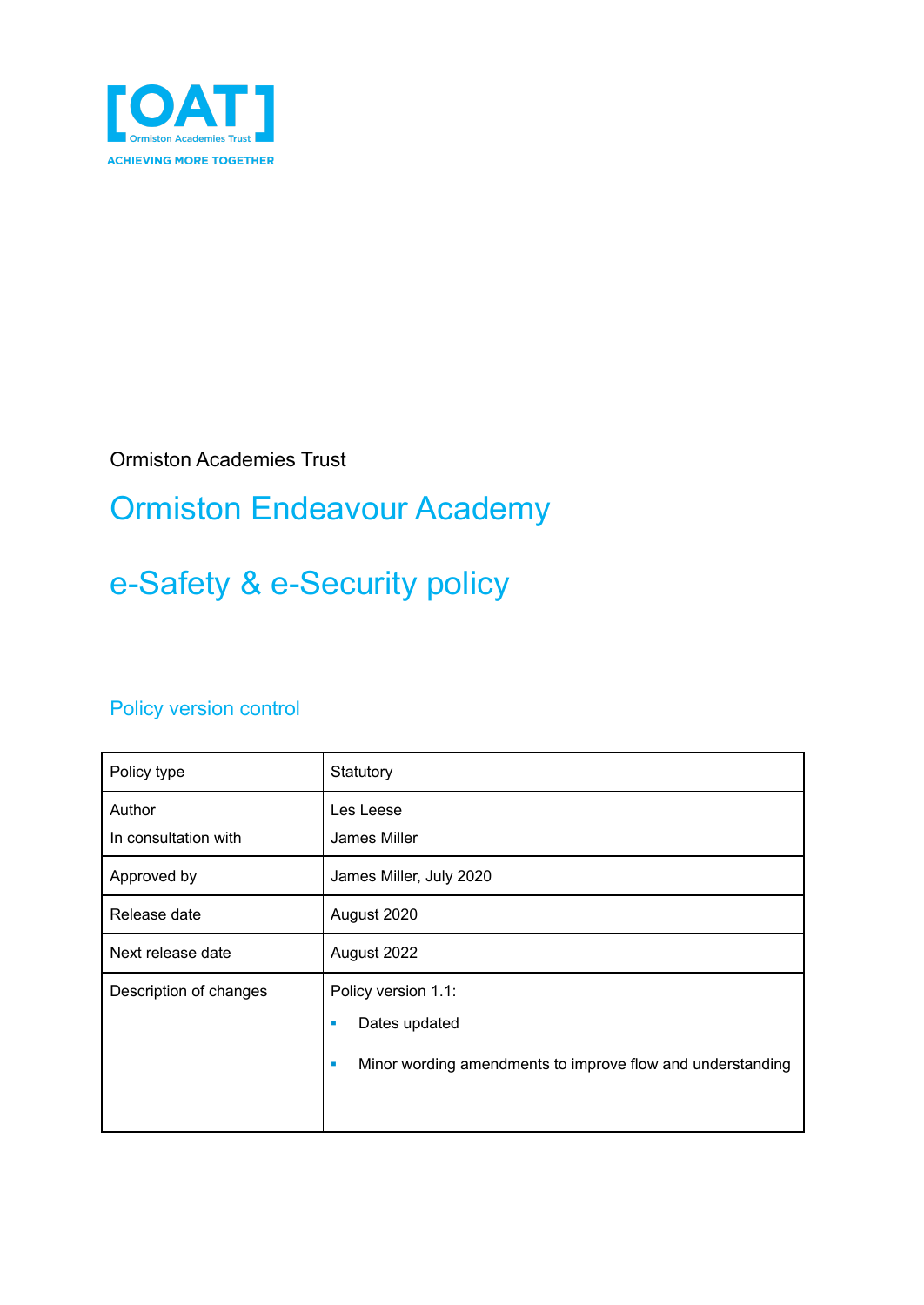[OAT]
Ormiston Academies Trust
ACHIEVING MORE TOGETHER

Ormiston Academies Trust

# Ormiston Endeavour Academy

# e-Safety & e-Security policy

## Policy version control

| Policy type | Statutory |
|---|---|
| Author<br>In consultation with | Les Leese<br>James Miller |
| Approved by | James Miller, July 2020 |
| Release date | August 2020 |
| Next release date | August 2022 |
| Description of changes | Policy version 1.1:<br>▪ Dates updated<br>▪ Minor wording amendments to improve flow and understanding |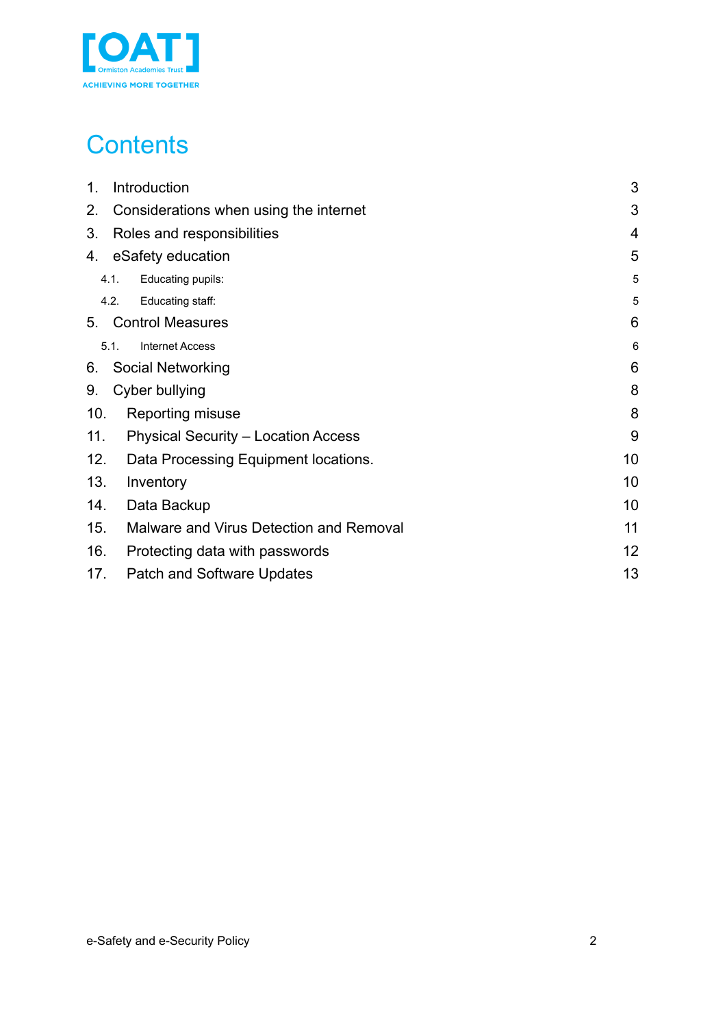# Contents

| | | |
|---|---|---|
| 1. | Introduction | 3 |
| 2. | Considerations when using the internet | 3 |
| 3. | Roles and responsibilities | 4 |
| 4. | eSafety education | 5 |
| 4.1. | Educating pupils: | 5 |
| 4.2. | Educating staff: | 5 |
| 5. | Control Measures | 6 |
| 5.1. | Internet Access | 6 |
| 6. | Social Networking | 6 |
| 9. | Cyber bullying | 8 |
| 10. | Reporting misuse | 8 |
| 11. | Physical Security – Location Access | 9 |
| 12. | Data Processing Equipment locations. | 10 |
| 13. | Inventory | 10 |
| 14. | Data Backup | 10 |
| 15. | Malware and Virus Detection and Removal | 11 |
| 16. | Protecting data with passwords | 12 |
| 17. | Patch and Software Updates | 13 |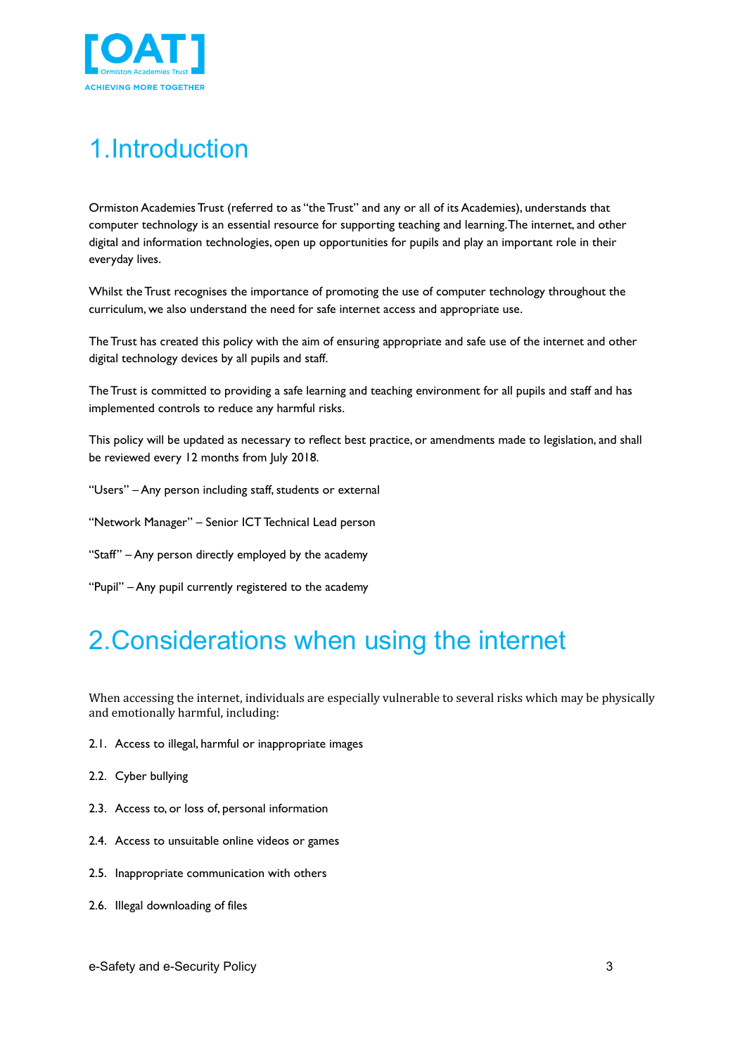# 1.Introduction

Ormiston Academies Trust (referred to as "the Trust" and any or all of its Academies), understands that computer technology is an essential resource for supporting teaching and learning. The internet, and other digital and information technologies, open up opportunities for pupils and play an important role in their everyday lives.

Whilst the Trust recognises the importance of promoting the use of computer technology throughout the curriculum, we also understand the need for safe internet access and appropriate use.

The Trust has created this policy with the aim of ensuring appropriate and safe use of the internet and other digital technology devices by all pupils and staff.

The Trust is committed to providing a safe learning and teaching environment for all pupils and staff and has implemented controls to reduce any harmful risks.

This policy will be updated as necessary to reflect best practice, or amendments made to legislation, and shall be reviewed every 12 months from July 2018.

"Users" – Any person including staff, students or external

"Network Manager" – Senior ICT Technical Lead person

"Staff" – Any person directly employed by the academy

"Pupil" – Any pupil currently registered to the academy

# 2.Considerations when using the internet

When accessing the internet, individuals are especially vulnerable to several risks which may be physically and emotionally harmful, including:

2.1. Access to illegal, harmful or inappropriate images

2.2. Cyber bullying

2.3. Access to, or loss of, personal information

2.4. Access to unsuitable online videos or games

2.5. Inappropriate communication with others

2.6. Illegal downloading of files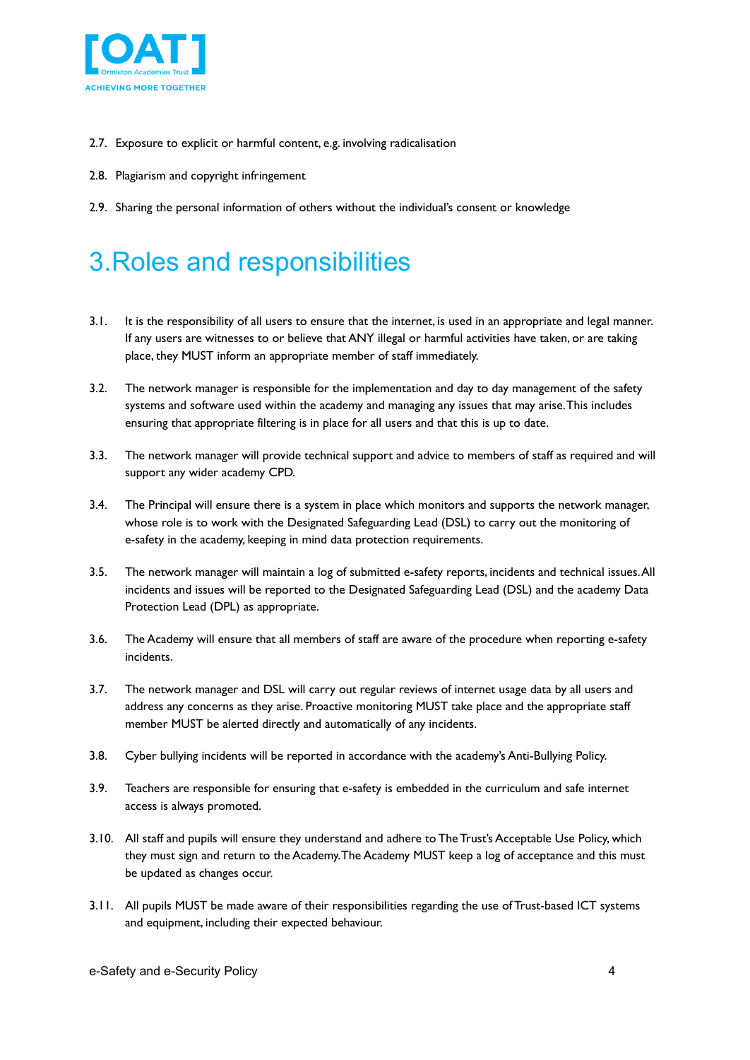2.7. Exposure to explicit or harmful content, e.g. involving radicalisation

2.8. Plagiarism and copyright infringement

2.9. Sharing the personal information of others without the individual's consent or knowledge

# 3.Roles and responsibilities

3.1. It is the responsibility of all users to ensure that the internet, is used in an appropriate and legal manner. If any users are witnesses to or believe that ANY illegal or harmful activities have taken, or are taking place, they MUST inform an appropriate member of staff immediately.

3.2. The network manager is responsible for the implementation and day to day management of the safety systems and software used within the academy and managing any issues that may arise. This includes ensuring that appropriate filtering is in place for all users and that this is up to date.

3.3. The network manager will provide technical support and advice to members of staff as required and will support any wider academy CPD.

3.4. The Principal will ensure there is a system in place which monitors and supports the network manager, whose role is to work with the Designated Safeguarding Lead (DSL) to carry out the monitoring of e-safety in the academy, keeping in mind data protection requirements.

3.5. The network manager will maintain a log of submitted e-safety reports, incidents and technical issues. All incidents and issues will be reported to the Designated Safeguarding Lead (DSL) and the academy Data Protection Lead (DPL) as appropriate.

3.6. The Academy will ensure that all members of staff are aware of the procedure when reporting e-safety incidents.

3.7. The network manager and DSL will carry out regular reviews of internet usage data by all users and address any concerns as they arise. Proactive monitoring MUST take place and the appropriate staff member MUST be alerted directly and automatically of any incidents.

3.8. Cyber bullying incidents will be reported in accordance with the academy's Anti-Bullying Policy.

3.9. Teachers are responsible for ensuring that e-safety is embedded in the curriculum and safe internet access is always promoted.

3.10. All staff and pupils will ensure they understand and adhere to The Trust's Acceptable Use Policy, which they must sign and return to the Academy. The Academy MUST keep a log of acceptance and this must be updated as changes occur.

3.11. All pupils MUST be made aware of their responsibilities regarding the use of Trust-based ICT systems and equipment, including their expected behaviour.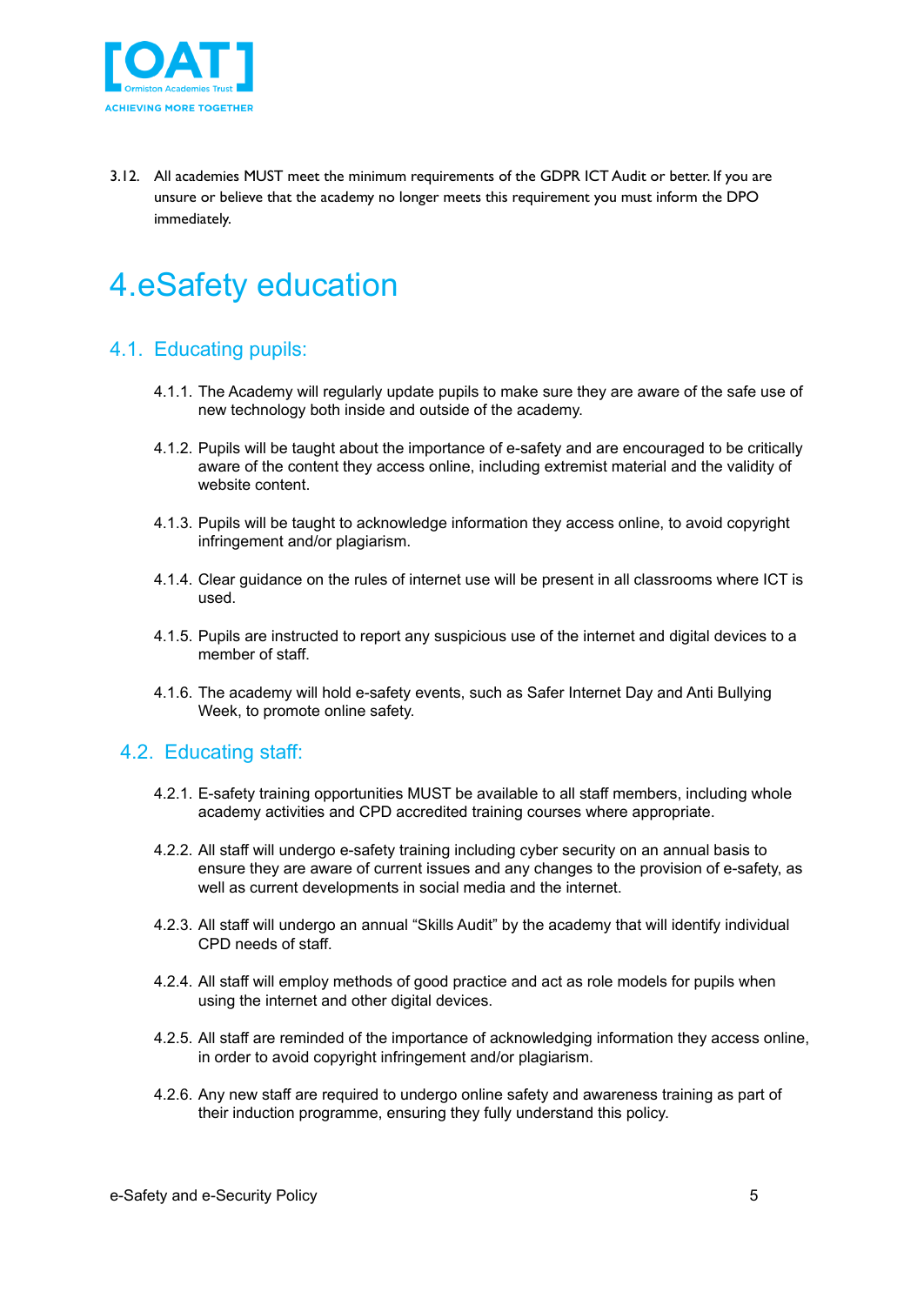3.12. All academies MUST meet the minimum requirements of the GDPR ICT Audit or better. If you are unsure or believe that the academy no longer meets this requirement you must inform the DPO immediately.

# 4. eSafety education

## 4.1. Educating pupils:

4.1.1. The Academy will regularly update pupils to make sure they are aware of the safe use of new technology both inside and outside of the academy.

4.1.2. Pupils will be taught about the importance of e-safety and are encouraged to be critically aware of the content they access online, including extremist material and the validity of website content.

4.1.3. Pupils will be taught to acknowledge information they access online, to avoid copyright infringement and/or plagiarism.

4.1.4. Clear guidance on the rules of internet use will be present in all classrooms where ICT is used.

4.1.5. Pupils are instructed to report any suspicious use of the internet and digital devices to a member of staff.

4.1.6. The academy will hold e-safety events, such as Safer Internet Day and Anti Bullying Week, to promote online safety.

## 4.2. Educating staff:

4.2.1. E-safety training opportunities MUST be available to all staff members, including whole academy activities and CPD accredited training courses where appropriate.

4.2.2. All staff will undergo e-safety training including cyber security on an annual basis to ensure they are aware of current issues and any changes to the provision of e-safety, as well as current developments in social media and the internet.

4.2.3. All staff will undergo an annual "Skills Audit" by the academy that will identify individual CPD needs of staff.

4.2.4. All staff will employ methods of good practice and act as role models for pupils when using the internet and other digital devices.

4.2.5. All staff are reminded of the importance of acknowledging information they access online, in order to avoid copyright infringement and/or plagiarism.

4.2.6. Any new staff are required to undergo online safety and awareness training as part of their induction programme, ensuring they fully understand this policy.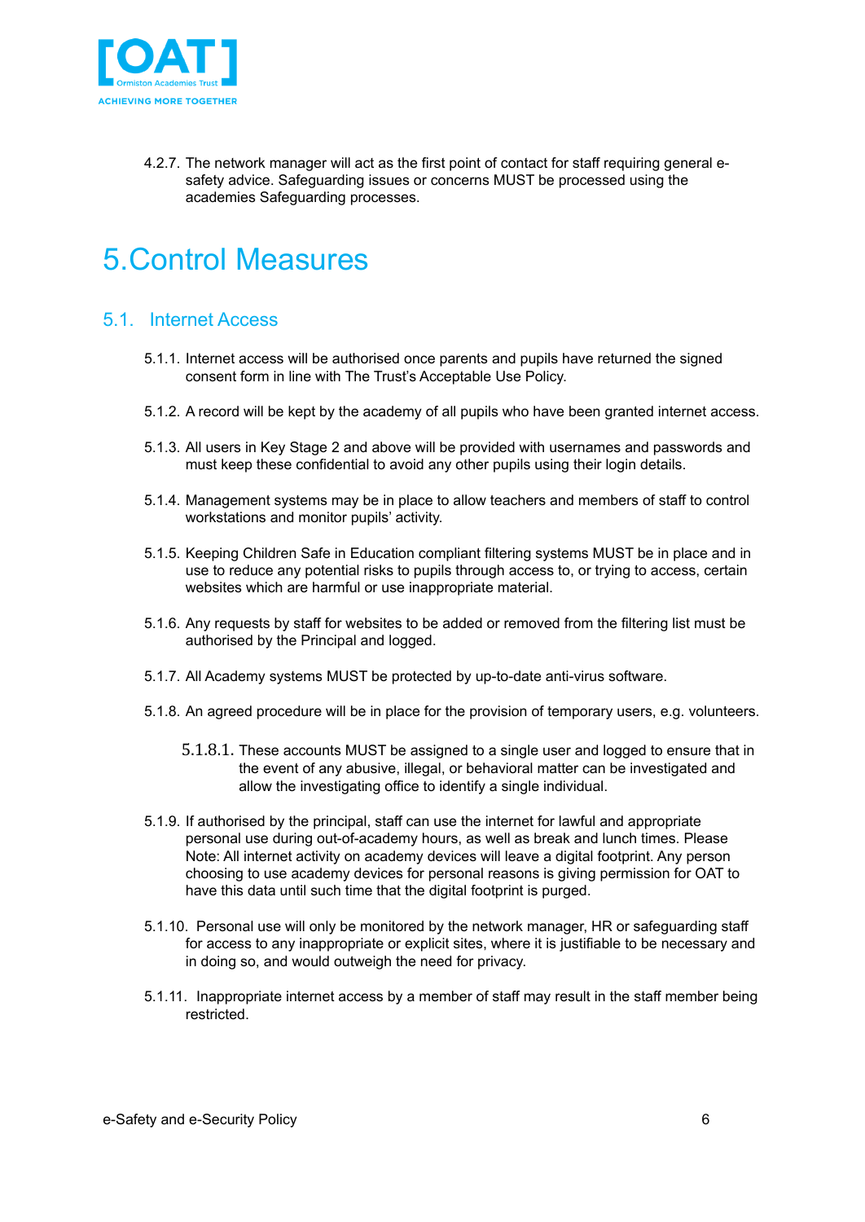4.2.7. The network manager will act as the first point of contact for staff requiring general e-safety advice. Safeguarding issues or concerns MUST be processed using the academies Safeguarding processes.

# 5.Control Measures

## 5.1. Internet Access

5.1.1. Internet access will be authorised once parents and pupils have returned the signed consent form in line with The Trust's Acceptable Use Policy.

5.1.2. A record will be kept by the academy of all pupils who have been granted internet access.

5.1.3. All users in Key Stage 2 and above will be provided with usernames and passwords and must keep these confidential to avoid any other pupils using their login details.

5.1.4. Management systems may be in place to allow teachers and members of staff to control workstations and monitor pupils' activity.

5.1.5. Keeping Children Safe in Education compliant filtering systems MUST be in place and in use to reduce any potential risks to pupils through access to, or trying to access, certain websites which are harmful or use inappropriate material.

5.1.6. Any requests by staff for websites to be added or removed from the filtering list must be authorised by the Principal and logged.

5.1.7. All Academy systems MUST be protected by up-to-date anti-virus software.

5.1.8. An agreed procedure will be in place for the provision of temporary users, e.g. volunteers.

5.1.8.1. These accounts MUST be assigned to a single user and logged to ensure that in the event of any abusive, illegal, or behavioral matter can be investigated and allow the investigating office to identify a single individual.

5.1.9. If authorised by the principal, staff can use the internet for lawful and appropriate personal use during out-of-academy hours, as well as break and lunch times. Please Note: All internet activity on academy devices will leave a digital footprint. Any person choosing to use academy devices for personal reasons is giving permission for OAT to have this data until such time that the digital footprint is purged.

5.1.10. Personal use will only be monitored by the network manager, HR or safeguarding staff for access to any inappropriate or explicit sites, where it is justifiable to be necessary and in doing so, and would outweigh the need for privacy.

5.1.11. Inappropriate internet access by a member of staff may result in the staff member being restricted.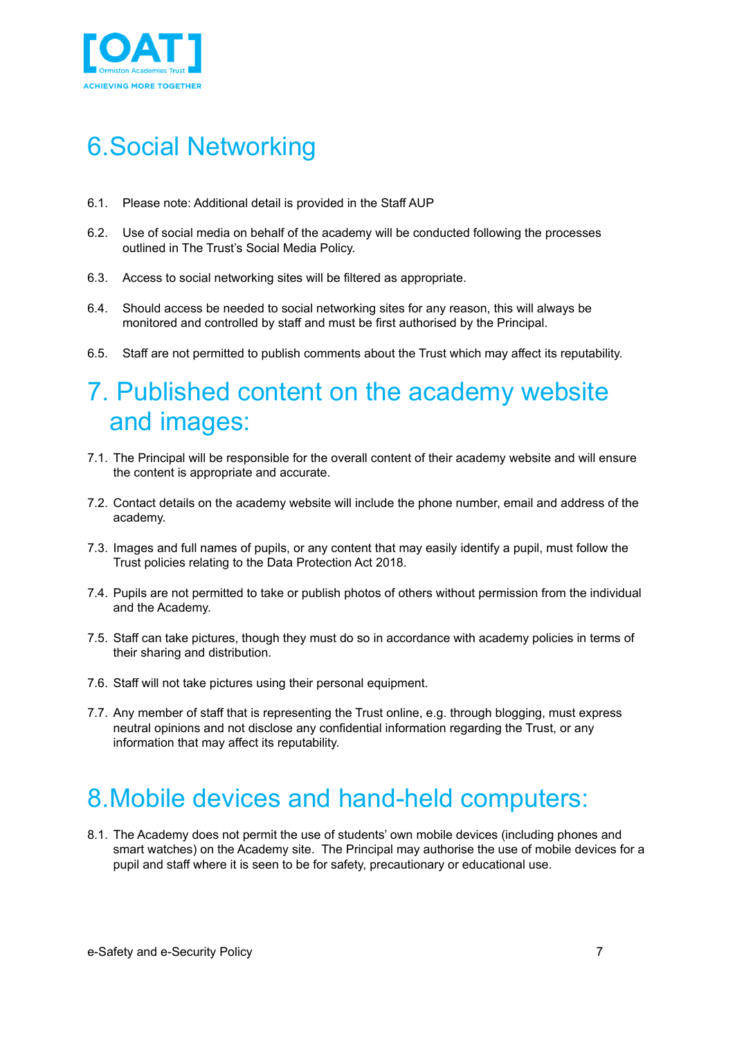# 6. Social Networking

6.1. Please note: Additional detail is provided in the Staff AUP

6.2. Use of social media on behalf of the academy will be conducted following the processes outlined in The Trust's Social Media Policy.

6.3. Access to social networking sites will be filtered as appropriate.

6.4. Should access be needed to social networking sites for any reason, this will always be monitored and controlled by staff and must be first authorised by the Principal.

6.5. Staff are not permitted to publish comments about the Trust which may affect its reputability.

# 7. Published content on the academy website and images:

7.1. The Principal will be responsible for the overall content of their academy website and will ensure the content is appropriate and accurate.

7.2. Contact details on the academy website will include the phone number, email and address of the academy.

7.3. Images and full names of pupils, or any content that may easily identify a pupil, must follow the Trust policies relating to the Data Protection Act 2018.

7.4. Pupils are not permitted to take or publish photos of others without permission from the individual and the Academy.

7.5. Staff can take pictures, though they must do so in accordance with academy policies in terms of their sharing and distribution.

7.6. Staff will not take pictures using their personal equipment.

7.7. Any member of staff that is representing the Trust online, e.g. through blogging, must express neutral opinions and not disclose any confidential information regarding the Trust, or any information that may affect its reputability.

# 8. Mobile devices and hand-held computers:

8.1. The Academy does not permit the use of students' own mobile devices (including phones and smart watches) on the Academy site. The Principal may authorise the use of mobile devices for a pupil and staff where it is seen to be for safety, precautionary or educational use.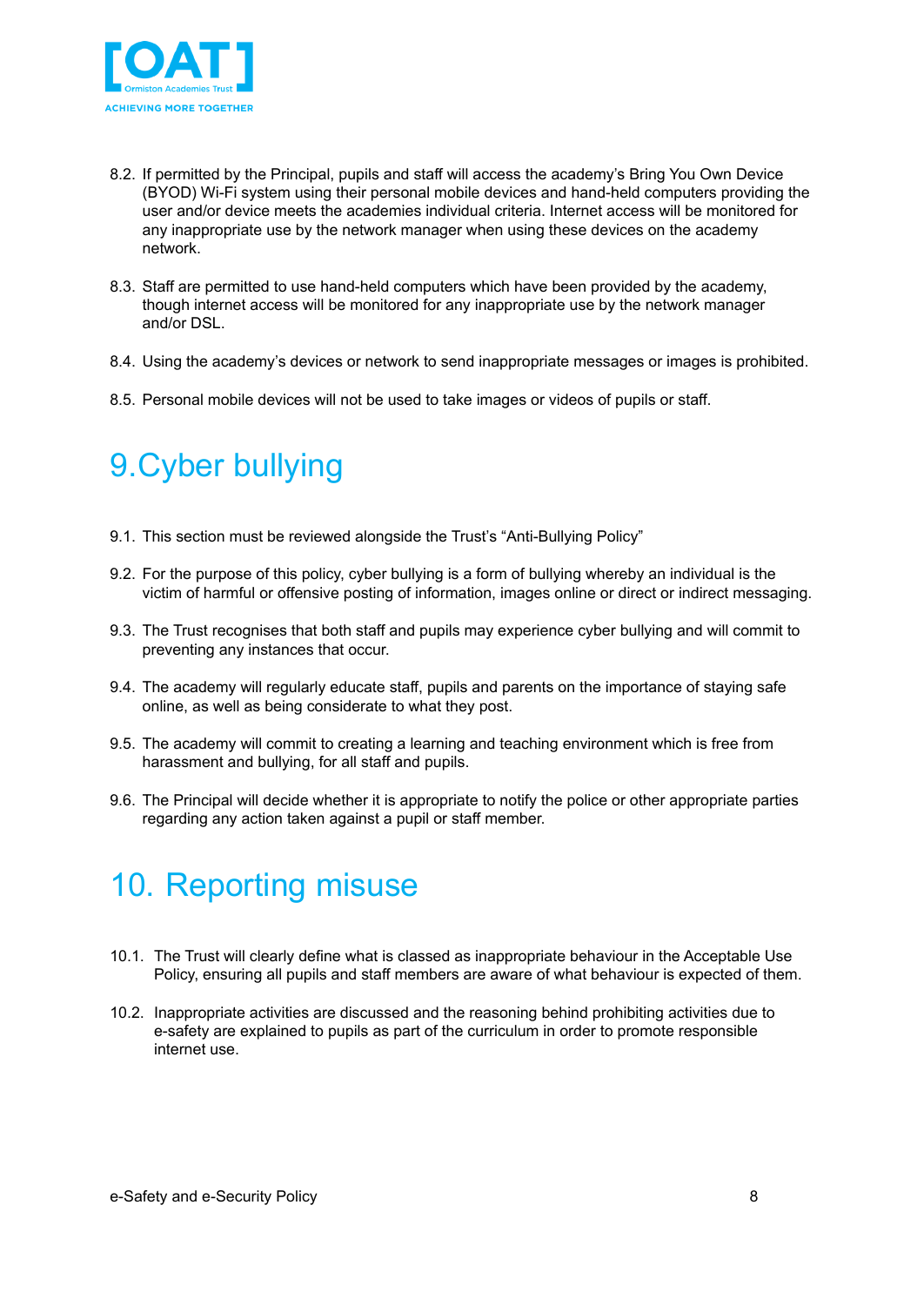8.2. If permitted by the Principal, pupils and staff will access the academy's Bring You Own Device (BYOD) Wi-Fi system using their personal mobile devices and hand-held computers providing the user and/or device meets the academies individual criteria. Internet access will be monitored for any inappropriate use by the network manager when using these devices on the academy network.

8.3. Staff are permitted to use hand-held computers which have been provided by the academy, though internet access will be monitored for any inappropriate use by the network manager and/or DSL.

8.4. Using the academy's devices or network to send inappropriate messages or images is prohibited.

8.5. Personal mobile devices will not be used to take images or videos of pupils or staff.

# 9. Cyber bullying

9.1. This section must be reviewed alongside the Trust's "Anti-Bullying Policy"

9.2. For the purpose of this policy, cyber bullying is a form of bullying whereby an individual is the victim of harmful or offensive posting of information, images online or direct or indirect messaging.

9.3. The Trust recognises that both staff and pupils may experience cyber bullying and will commit to preventing any instances that occur.

9.4. The academy will regularly educate staff, pupils and parents on the importance of staying safe online, as well as being considerate to what they post.

9.5. The academy will commit to creating a learning and teaching environment which is free from harassment and bullying, for all staff and pupils.

9.6. The Principal will decide whether it is appropriate to notify the police or other appropriate parties regarding any action taken against a pupil or staff member.

# 10. Reporting misuse

10.1. The Trust will clearly define what is classed as inappropriate behaviour in the Acceptable Use Policy, ensuring all pupils and staff members are aware of what behaviour is expected of them.

10.2. Inappropriate activities are discussed and the reasoning behind prohibiting activities due to e-safety are explained to pupils as part of the curriculum in order to promote responsible internet use.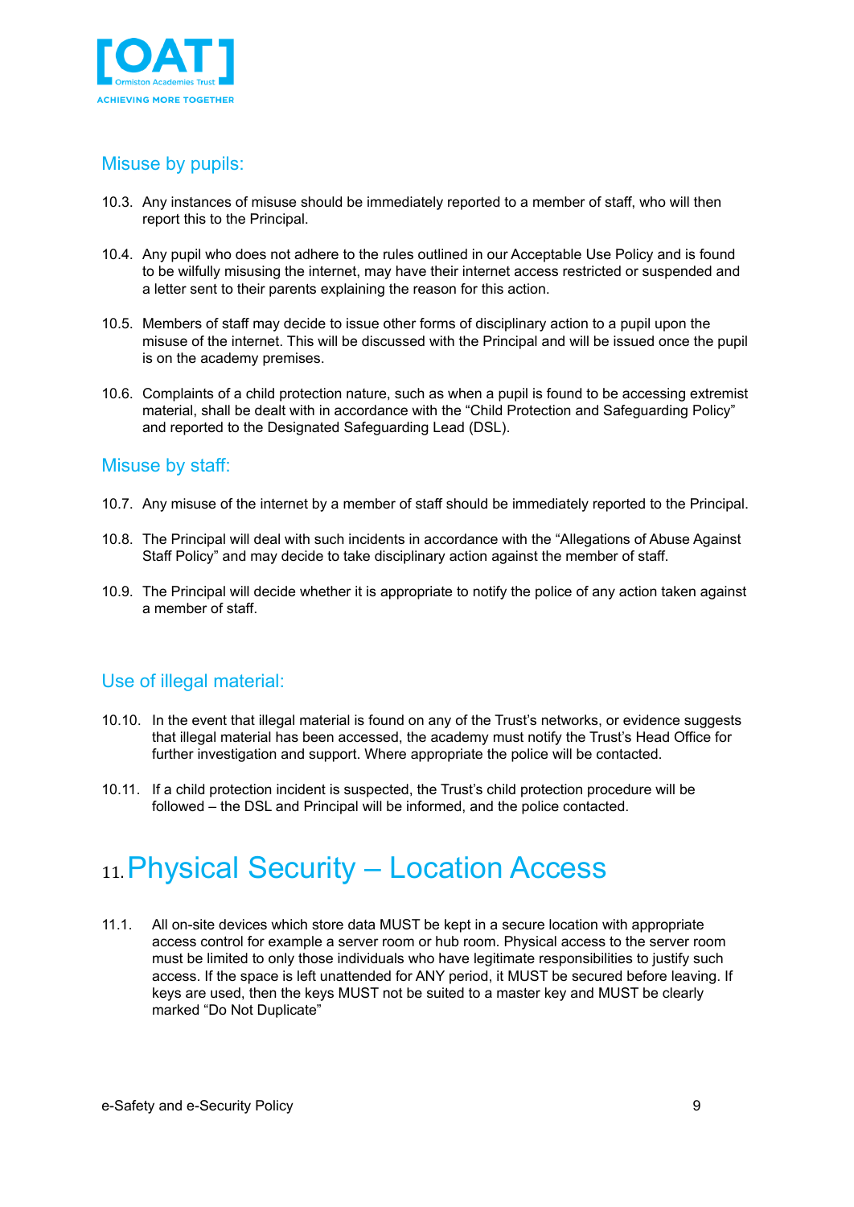### Misuse by pupils:

10.3. Any instances of misuse should be immediately reported to a member of staff, who will then report this to the Principal.

10.4. Any pupil who does not adhere to the rules outlined in our Acceptable Use Policy and is found to be wilfully misusing the internet, may have their internet access restricted or suspended and a letter sent to their parents explaining the reason for this action.

10.5. Members of staff may decide to issue other forms of disciplinary action to a pupil upon the misuse of the internet. This will be discussed with the Principal and will be issued once the pupil is on the academy premises.

10.6. Complaints of a child protection nature, such as when a pupil is found to be accessing extremist material, shall be dealt with in accordance with the "Child Protection and Safeguarding Policy" and reported to the Designated Safeguarding Lead (DSL).

### Misuse by staff:

10.7. Any misuse of the internet by a member of staff should be immediately reported to the Principal.

10.8. The Principal will deal with such incidents in accordance with the "Allegations of Abuse Against Staff Policy" and may decide to take disciplinary action against the member of staff.

10.9. The Principal will decide whether it is appropriate to notify the police of any action taken against a member of staff.

### Use of illegal material:

10.10. In the event that illegal material is found on any of the Trust's networks, or evidence suggests that illegal material has been accessed, the academy must notify the Trust's Head Office for further investigation and support. Where appropriate the police will be contacted.

10.11. If a child protection incident is suspected, the Trust's child protection procedure will be followed – the DSL and Principal will be informed, and the police contacted.

## 11. Physical Security – Location Access

11.1. All on-site devices which store data MUST be kept in a secure location with appropriate access control for example a server room or hub room. Physical access to the server room must be limited to only those individuals who have legitimate responsibilities to justify such access. If the space is left unattended for ANY period, it MUST be secured before leaving. If keys are used, then the keys MUST not be suited to a master key and MUST be clearly marked "Do Not Duplicate"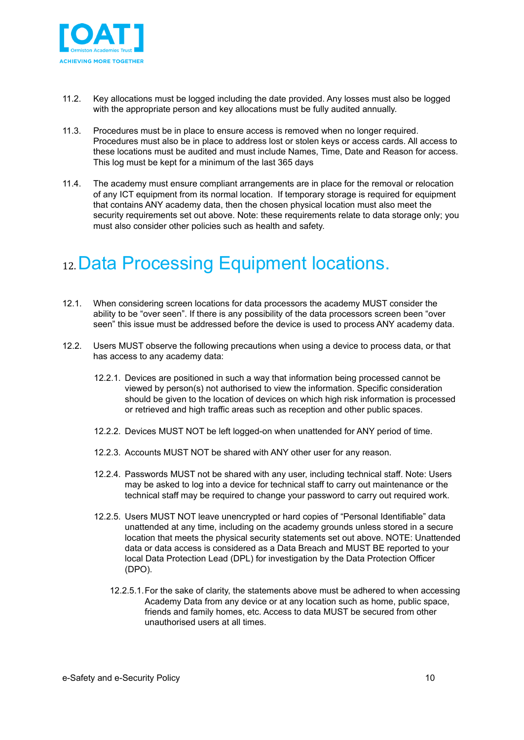11.2. Key allocations must be logged including the date provided. Any losses must also be logged with the appropriate person and key allocations must be fully audited annually.

11.3. Procedures must be in place to ensure access is removed when no longer required. Procedures must also be in place to address lost or stolen keys or access cards. All access to these locations must be audited and must include Names, Time, Date and Reason for access. This log must be kept for a minimum of the last 365 days

11.4. The academy must ensure compliant arrangements are in place for the removal or relocation of any ICT equipment from its normal location. If temporary storage is required for equipment that contains ANY academy data, then the chosen physical location must also meet the security requirements set out above. Note: these requirements relate to data storage only; you must also consider other policies such as health and safety.

# 12. Data Processing Equipment locations.

12.1. When considering screen locations for data processors the academy MUST consider the ability to be "over seen". If there is any possibility of the data processors screen been "over seen" this issue must be addressed before the device is used to process ANY academy data.

12.2. Users MUST observe the following precautions when using a device to process data, or that has access to any academy data:

12.2.1. Devices are positioned in such a way that information being processed cannot be viewed by person(s) not authorised to view the information. Specific consideration should be given to the location of devices on which high risk information is processed or retrieved and high traffic areas such as reception and other public spaces.

12.2.2. Devices MUST NOT be left logged-on when unattended for ANY period of time.

12.2.3. Accounts MUST NOT be shared with ANY other user for any reason.

12.2.4. Passwords MUST not be shared with any user, including technical staff. Note: Users may be asked to log into a device for technical staff to carry out maintenance or the technical staff may be required to change your password to carry out required work.

12.2.5. Users MUST NOT leave unencrypted or hard copies of "Personal Identifiable" data unattended at any time, including on the academy grounds unless stored in a secure location that meets the physical security statements set out above. NOTE: Unattended data or data access is considered as a Data Breach and MUST BE reported to your local Data Protection Lead (DPL) for investigation by the Data Protection Officer (DPO).

12.2.5.1. For the sake of clarity, the statements above must be adhered to when accessing Academy Data from any device or at any location such as home, public space, friends and family homes, etc. Access to data MUST be secured from other unauthorised users at all times.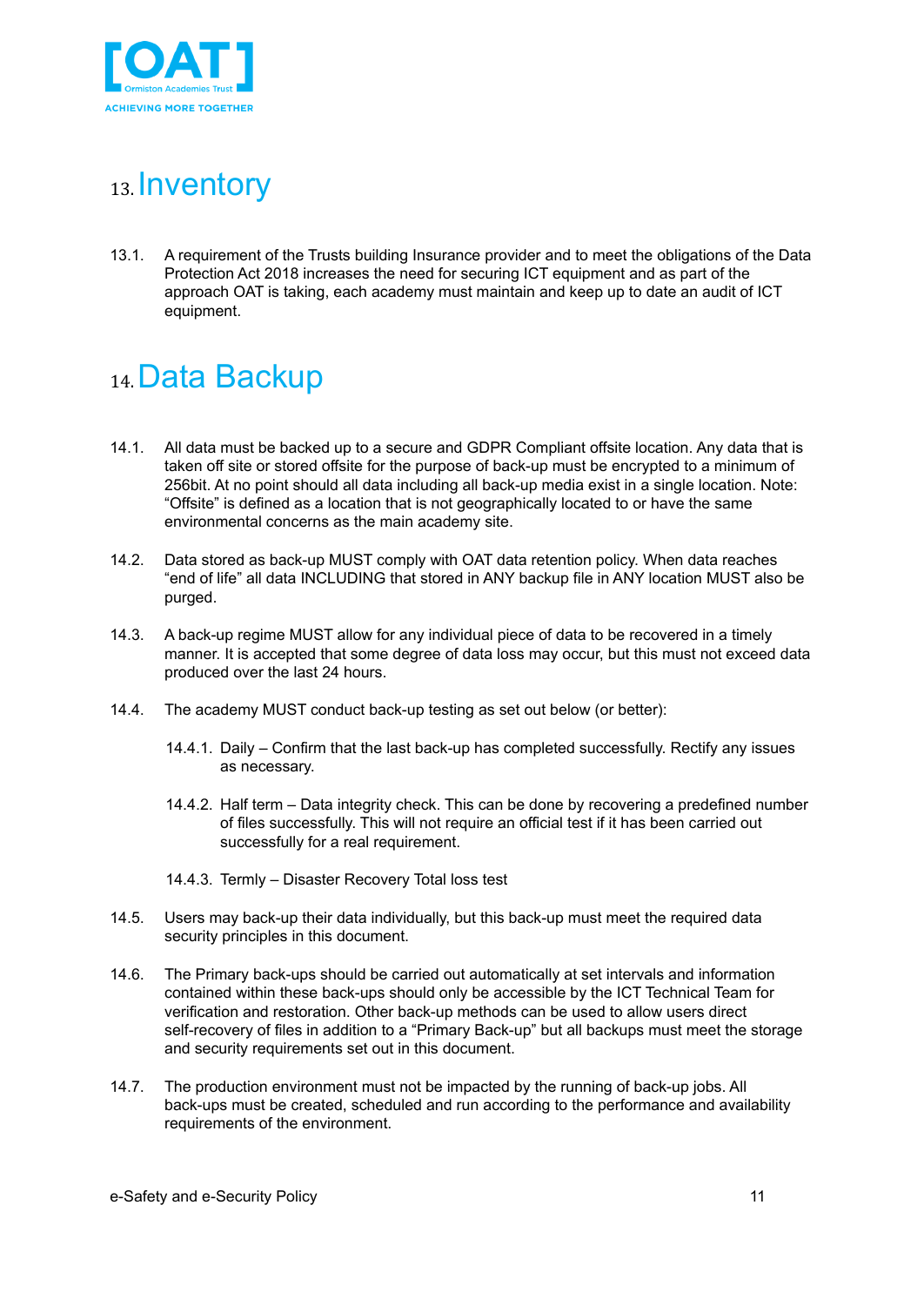## 13. Inventory

13.1. A requirement of the Trusts building Insurance provider and to meet the obligations of the Data Protection Act 2018 increases the need for securing ICT equipment and as part of the approach OAT is taking, each academy must maintain and keep up to date an audit of ICT equipment.

## 14. Data Backup

14.1. All data must be backed up to a secure and GDPR Compliant offsite location. Any data that is taken off site or stored offsite for the purpose of back-up must be encrypted to a minimum of 256bit. At no point should all data including all back-up media exist in a single location. Note: "Offsite" is defined as a location that is not geographically located to or have the same environmental concerns as the main academy site.

14.2. Data stored as back-up MUST comply with OAT data retention policy. When data reaches "end of life" all data INCLUDING that stored in ANY backup file in ANY location MUST also be purged.

14.3. A back-up regime MUST allow for any individual piece of data to be recovered in a timely manner. It is accepted that some degree of data loss may occur, but this must not exceed data produced over the last 24 hours.

14.4. The academy MUST conduct back-up testing as set out below (or better):

14.4.1. Daily – Confirm that the last back-up has completed successfully. Rectify any issues as necessary.

14.4.2. Half term – Data integrity check. This can be done by recovering a predefined number of files successfully. This will not require an official test if it has been carried out successfully for a real requirement.

14.4.3. Termly – Disaster Recovery Total loss test

14.5. Users may back-up their data individually, but this back-up must meet the required data security principles in this document.

14.6. The Primary back-ups should be carried out automatically at set intervals and information contained within these back-ups should only be accessible by the ICT Technical Team for verification and restoration. Other back-up methods can be used to allow users direct self-recovery of files in addition to a "Primary Back-up" but all backups must meet the storage and security requirements set out in this document.

14.7. The production environment must not be impacted by the running of back-up jobs. All back-ups must be created, scheduled and run according to the performance and availability requirements of the environment.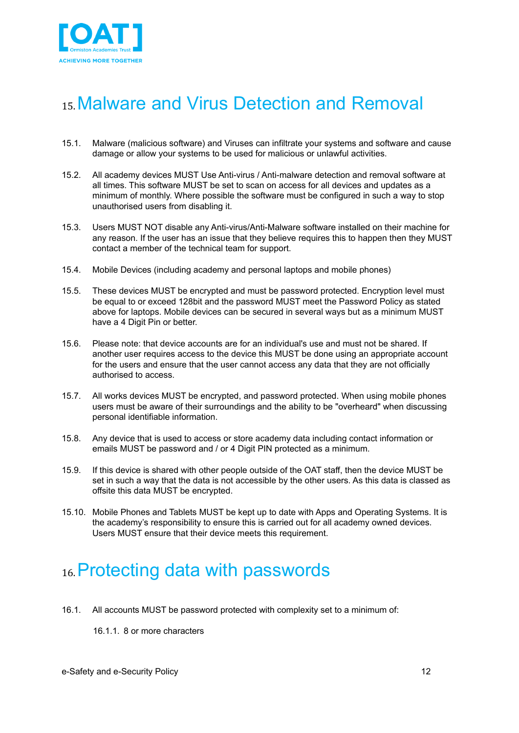# 15. Malware and Virus Detection and Removal

15.1. Malware (malicious software) and Viruses can infiltrate your systems and software and cause damage or allow your systems to be used for malicious or unlawful activities.

15.2. All academy devices MUST Use Anti-virus / Anti-malware detection and removal software at all times. This software MUST be set to scan on access for all devices and updates as a minimum of monthly. Where possible the software must be configured in such a way to stop unauthorised users from disabling it.

15.3. Users MUST NOT disable any Anti-virus/Anti-Malware software installed on their machine for any reason. If the user has an issue that they believe requires this to happen then they MUST contact a member of the technical team for support.

15.4. Mobile Devices (including academy and personal laptops and mobile phones)

15.5. These devices MUST be encrypted and must be password protected. Encryption level must be equal to or exceed 128bit and the password MUST meet the Password Policy as stated above for laptops. Mobile devices can be secured in several ways but as a minimum MUST have a 4 Digit Pin or better.

15.6. Please note: that device accounts are for an individual's use and must not be shared. If another user requires access to the device this MUST be done using an appropriate account for the users and ensure that the user cannot access any data that they are not officially authorised to access.

15.7. All works devices MUST be encrypted, and password protected. When using mobile phones users must be aware of their surroundings and the ability to be "overheard" when discussing personal identifiable information.

15.8. Any device that is used to access or store academy data including contact information or emails MUST be password and / or 4 Digit PIN protected as a minimum.

15.9. If this device is shared with other people outside of the OAT staff, then the device MUST be set in such a way that the data is not accessible by the other users. As this data is classed as offsite this data MUST be encrypted.

15.10. Mobile Phones and Tablets MUST be kept up to date with Apps and Operating Systems. It is the academy's responsibility to ensure this is carried out for all academy owned devices. Users MUST ensure that their device meets this requirement.

# 16. Protecting data with passwords

16.1. All accounts MUST be password protected with complexity set to a minimum of:

16.1.1. 8 or more characters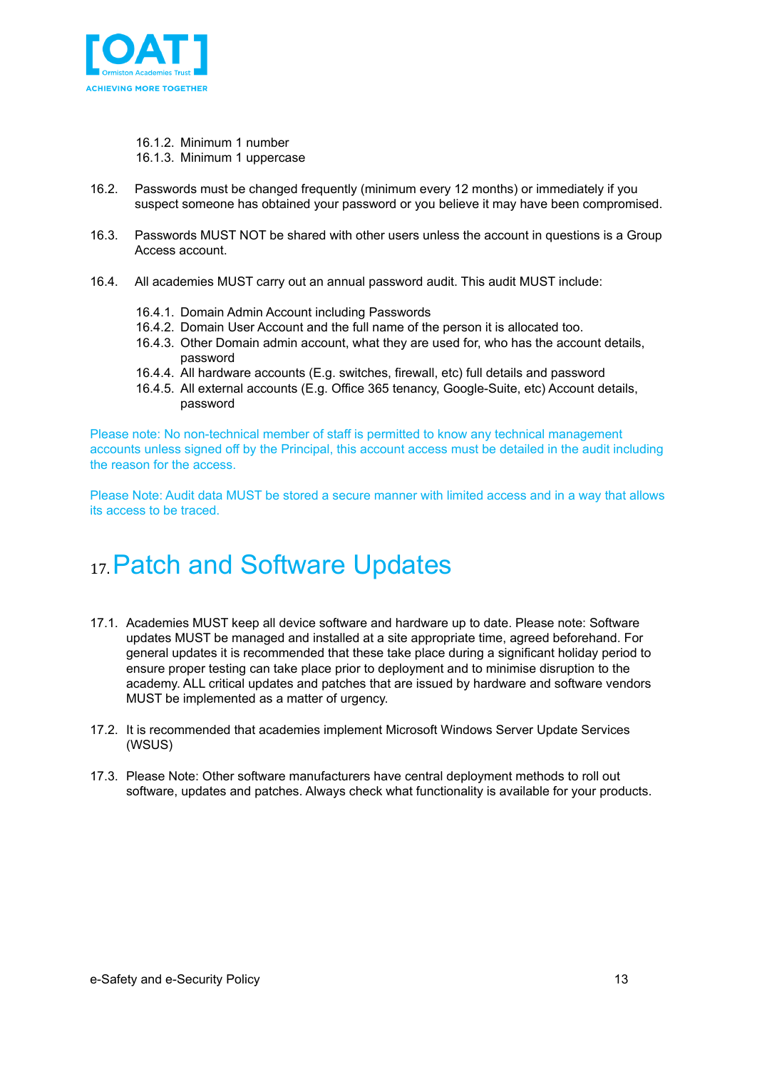16.1.2. Minimum 1 number
16.1.3. Minimum 1 uppercase

16.2. Passwords must be changed frequently (minimum every 12 months) or immediately if you suspect someone has obtained your password or you believe it may have been compromised.

16.3. Passwords MUST NOT be shared with other users unless the account in questions is a Group Access account.

16.4. All academies MUST carry out an annual password audit. This audit MUST include:

16.4.1. Domain Admin Account including Passwords
16.4.2. Domain User Account and the full name of the person it is allocated too.
16.4.3. Other Domain admin account, what they are used for, who has the account details, password
16.4.4. All hardware accounts (E.g. switches, firewall, etc) full details and password
16.4.5. All external accounts (E.g. Office 365 tenancy, Google-Suite, etc) Account details, password

Please note: No non-technical member of staff is permitted to know any technical management accounts unless signed off by the Principal, this account access must be detailed in the audit including the reason for the access.

Please Note: Audit data MUST be stored a secure manner with limited access and in a way that allows its access to be traced.

# 17. Patch and Software Updates

17.1. Academies MUST keep all device software and hardware up to date. Please note: Software updates MUST be managed and installed at a site appropriate time, agreed beforehand. For general updates it is recommended that these take place during a significant holiday period to ensure proper testing can take place prior to deployment and to minimise disruption to the academy. ALL critical updates and patches that are issued by hardware and software vendors MUST be implemented as a matter of urgency.

17.2. It is recommended that academies implement Microsoft Windows Server Update Services (WSUS)

17.3. Please Note: Other software manufacturers have central deployment methods to roll out software, updates and patches. Always check what functionality is available for your products.